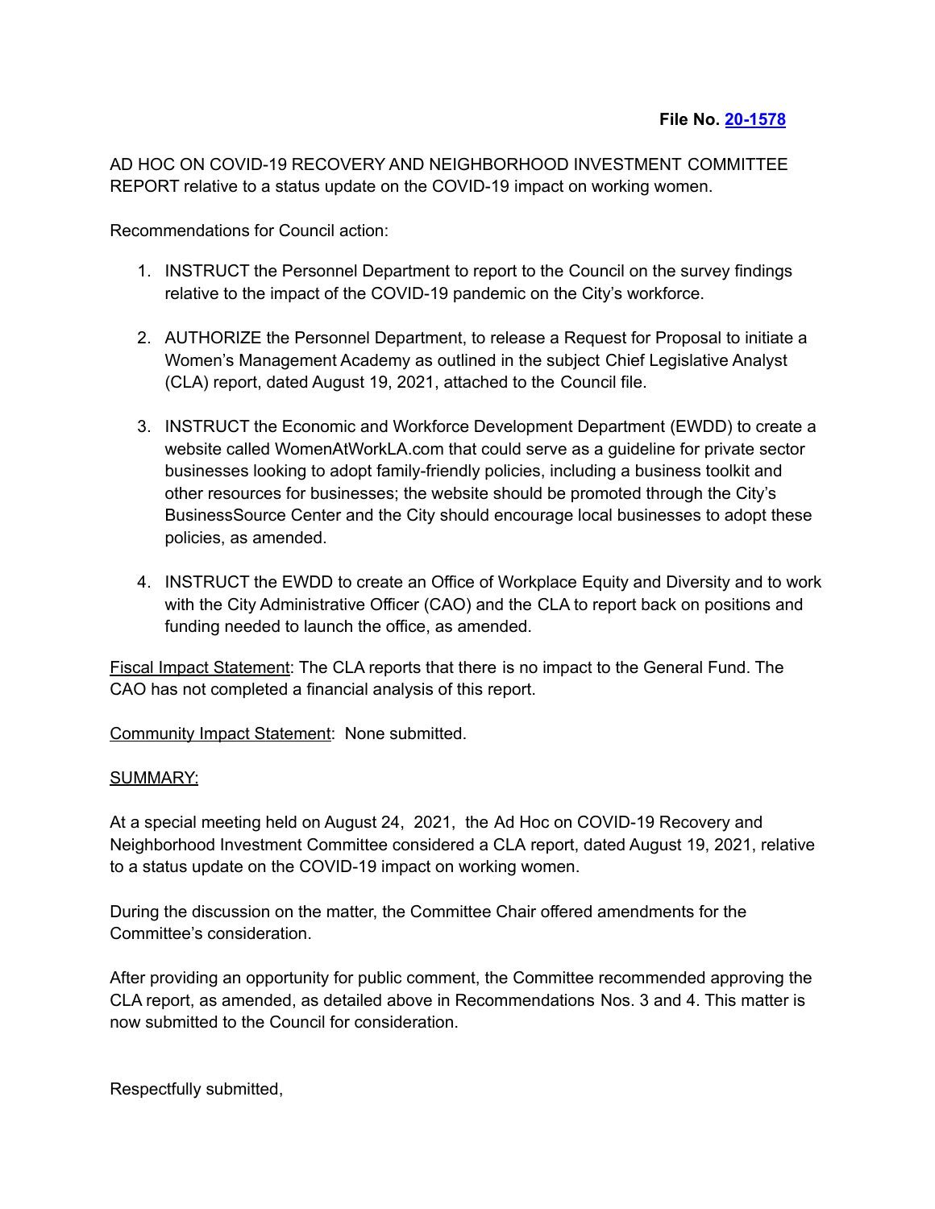**File No. [20-1578]**

AD HOC ON COVID-19 RECOVERY AND NEIGHBORHOOD INVESTMENT COMMITTEE REPORT relative to a status update on the COVID-19 impact on working women.

Recommendations for Council action:

1. INSTRUCT the Personnel Department to report to the Council on the survey findings relative to the impact of the COVID-19 pandemic on the City's workforce.

2. AUTHORIZE the Personnel Department, to release a Request for Proposal to initiate a Women's Management Academy as outlined in the subject Chief Legislative Analyst (CLA) report, dated August 19, 2021, attached to the Council file.

3. INSTRUCT the Economic and Workforce Development Department (EWDD) to create a website called WomenAtWorkLA.com that could serve as a guideline for private sector businesses looking to adopt family-friendly policies, including a business toolkit and other resources for businesses; the website should be promoted through the City's BusinessSource Center and the City should encourage local businesses to adopt these policies, as amended.

4. INSTRUCT the EWDD to create an Office of Workplace Equity and Diversity and to work with the City Administrative Officer (CAO) and the CLA to report back on positions and funding needed to launch the office, as amended.

Fiscal Impact Statement: The CLA reports that there is no impact to the General Fund. The CAO has not completed a financial analysis of this report.

Community Impact Statement: None submitted.

SUMMARY:

At a special meeting held on August 24, 2021, the Ad Hoc on COVID-19 Recovery and Neighborhood Investment Committee considered a CLA report, dated August 19, 2021, relative to a status update on the COVID-19 impact on working women.

During the discussion on the matter, the Committee Chair offered amendments for the Committee's consideration.

After providing an opportunity for public comment, the Committee recommended approving the CLA report, as amended, as detailed above in Recommendations Nos. 3 and 4. This matter is now submitted to the Council for consideration.

Respectfully submitted,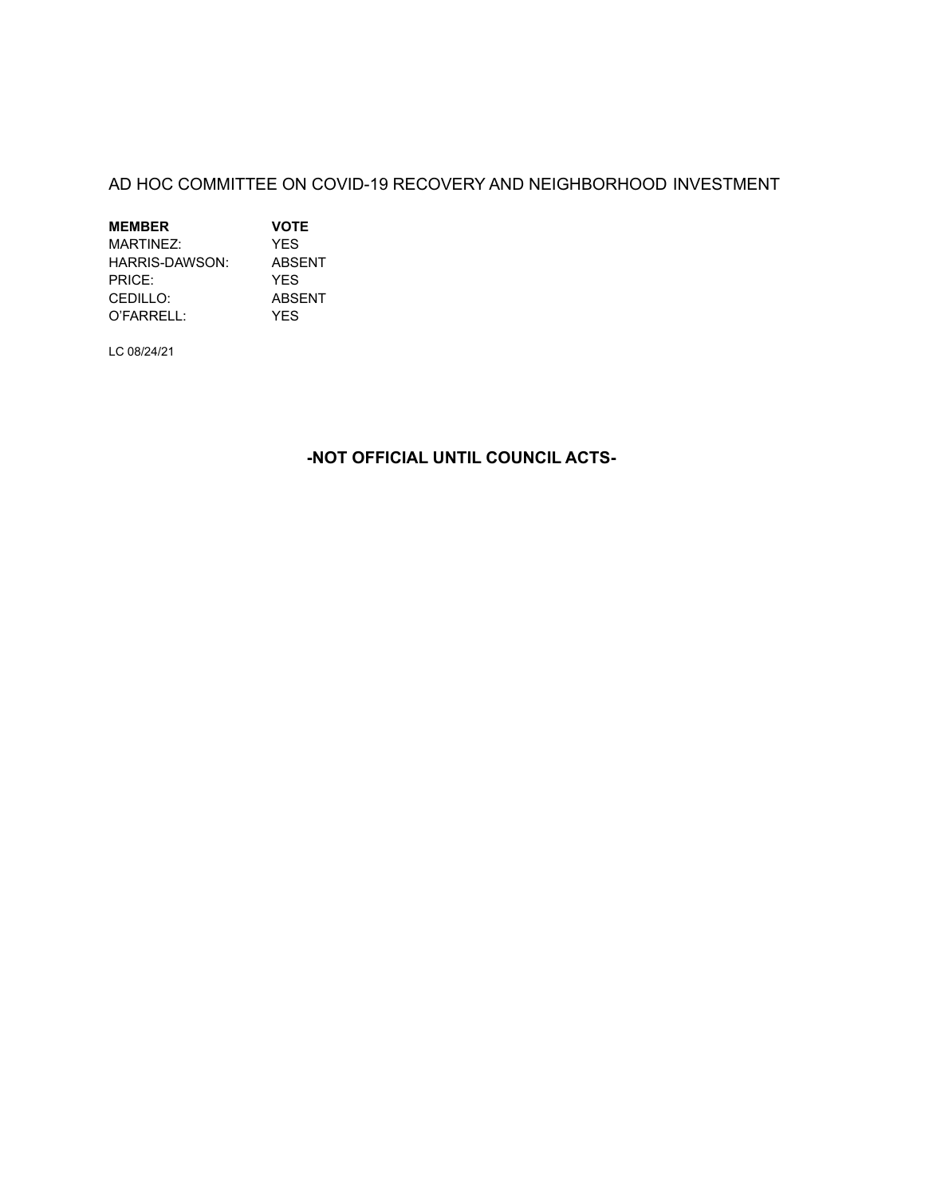AD HOC COMMITTEE ON COVID-19 RECOVERY AND NEIGHBORHOOD INVESTMENT

| MEMBER | VOTE |
| --- | --- |
| MARTINEZ: | YES |
| HARRIS-DAWSON: | ABSENT |
| PRICE: | YES |
| CEDILLO: | ABSENT |
| O'FARRELL: | YES |

LC 08/24/21

**-NOT OFFICIAL UNTIL COUNCIL ACTS-**